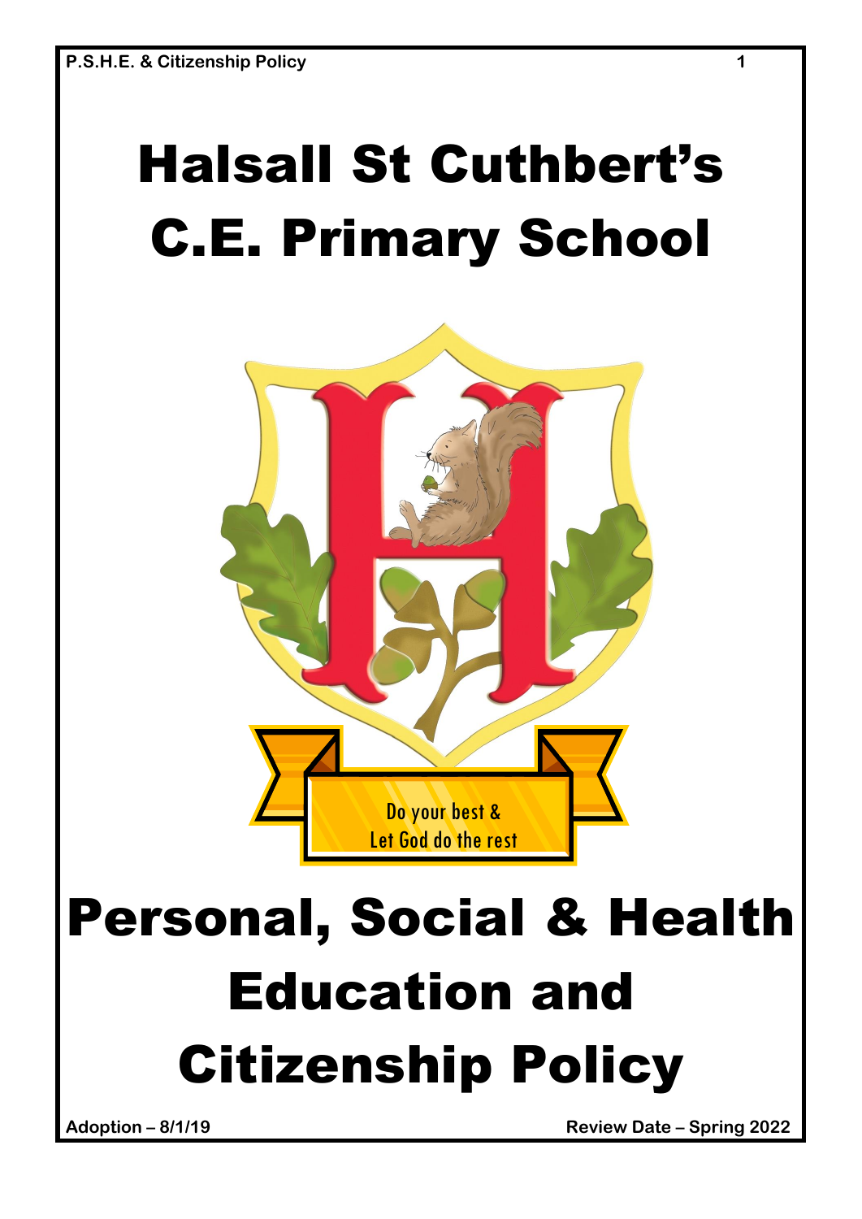# Halsall St Cuthbert's C.E. Primary School

Do your best &
Let God do the rest

# Personal, Social & Health Education and Citizenship Policy

**Adoption – 8/1/19**

**Review Date – Spring 2022**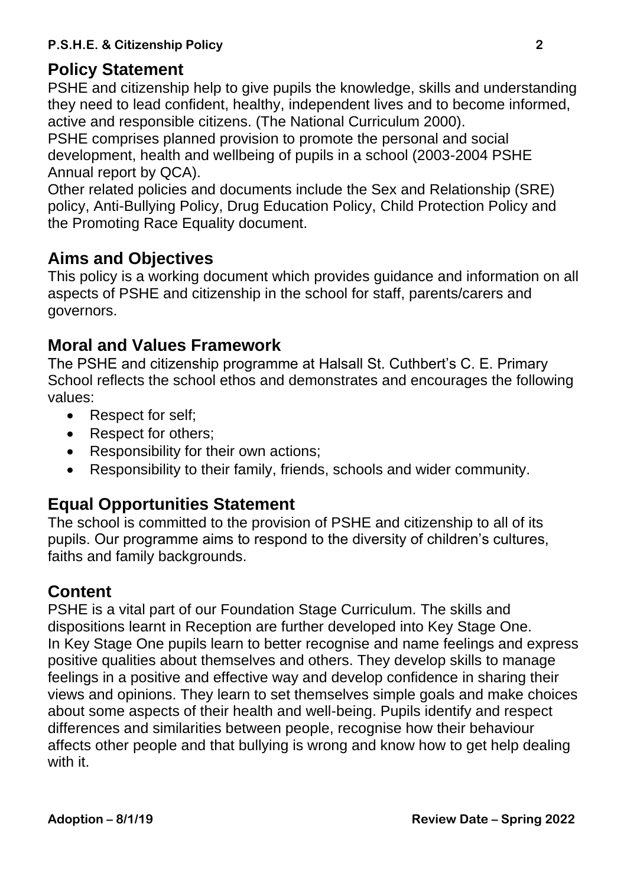## Policy Statement

PSHE and citizenship help to give pupils the knowledge, skills and understanding they need to lead confident, healthy, independent lives and to become informed, active and responsible citizens. (The National Curriculum 2000).

PSHE comprises planned provision to promote the personal and social development, health and wellbeing of pupils in a school (2003-2004 PSHE Annual report by QCA).

Other related policies and documents include the Sex and Relationship (SRE) policy, Anti-Bullying Policy, Drug Education Policy, Child Protection Policy and the Promoting Race Equality document.

## Aims and Objectives

This policy is a working document which provides guidance and information on all aspects of PSHE and citizenship in the school for staff, parents/carers and governors.

## Moral and Values Framework

The PSHE and citizenship programme at Halsall St. Cuthbert's C. E. Primary School reflects the school ethos and demonstrates and encourages the following values:

- Respect for self;
- Respect for others;
- Responsibility for their own actions;
- Responsibility to their family, friends, schools and wider community.

## Equal Opportunities Statement

The school is committed to the provision of PSHE and citizenship to all of its pupils. Our programme aims to respond to the diversity of children's cultures, faiths and family backgrounds.

## Content

PSHE is a vital part of our Foundation Stage Curriculum. The skills and dispositions learnt in Reception are further developed into Key Stage One.
In Key Stage One pupils learn to better recognise and name feelings and express positive qualities about themselves and others. They develop skills to manage feelings in a positive and effective way and develop confidence in sharing their views and opinions. They learn to set themselves simple goals and make choices about some aspects of their health and well-being. Pupils identify and respect differences and similarities between people, recognise how their behaviour affects other people and that bullying is wrong and know how to get help dealing with it.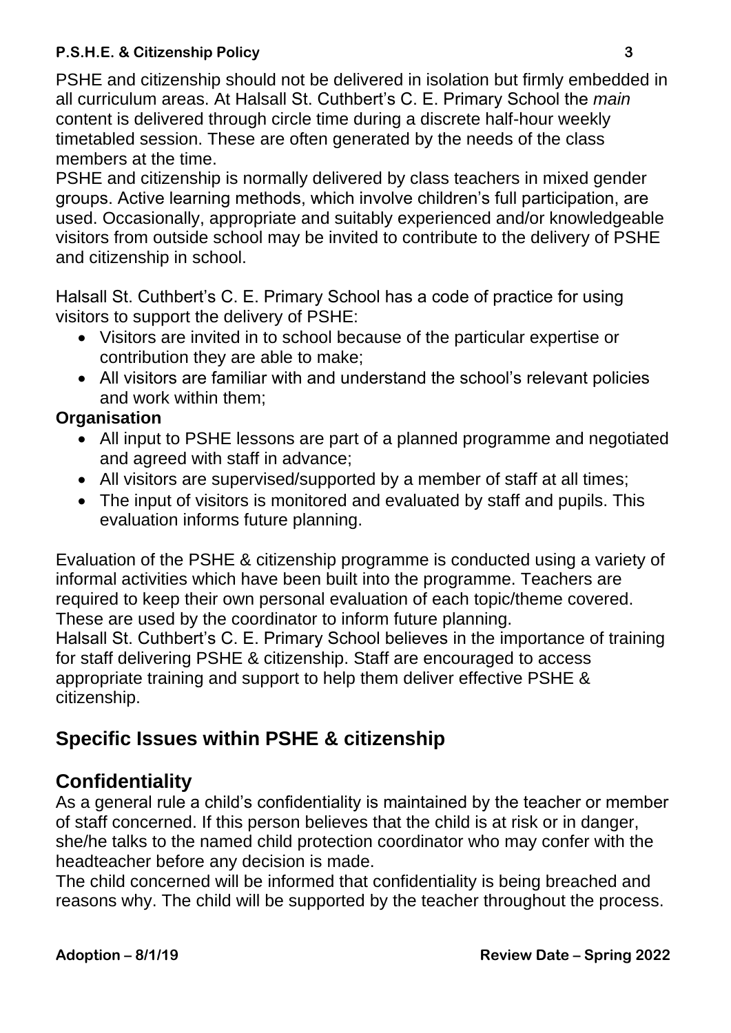PSHE and citizenship should not be delivered in isolation but firmly embedded in all curriculum areas. At Halsall St. Cuthbert's C. E. Primary School the *main* content is delivered through circle time during a discrete half-hour weekly timetabled session. These are often generated by the needs of the class members at the time.

PSHE and citizenship is normally delivered by class teachers in mixed gender groups. Active learning methods, which involve children's full participation, are used. Occasionally, appropriate and suitably experienced and/or knowledgeable visitors from outside school may be invited to contribute to the delivery of PSHE and citizenship in school.

Halsall St. Cuthbert's C. E. Primary School has a code of practice for using visitors to support the delivery of PSHE:

- Visitors are invited in to school because of the particular expertise or contribution they are able to make;
- All visitors are familiar with and understand the school's relevant policies and work within them;

**Organisation**

- All input to PSHE lessons are part of a planned programme and negotiated and agreed with staff in advance;
- All visitors are supervised/supported by a member of staff at all times;
- The input of visitors is monitored and evaluated by staff and pupils. This evaluation informs future planning.

Evaluation of the PSHE & citizenship programme is conducted using a variety of informal activities which have been built into the programme. Teachers are required to keep their own personal evaluation of each topic/theme covered. These are used by the coordinator to inform future planning.

Halsall St. Cuthbert's C. E. Primary School believes in the importance of training for staff delivering PSHE & citizenship. Staff are encouraged to access appropriate training and support to help them deliver effective PSHE & citizenship.

## Specific Issues within PSHE & citizenship

## Confidentiality

As a general rule a child's confidentiality is maintained by the teacher or member of staff concerned. If this person believes that the child is at risk or in danger, she/he talks to the named child protection coordinator who may confer with the headteacher before any decision is made.

The child concerned will be informed that confidentiality is being breached and reasons why. The child will be supported by the teacher throughout the process.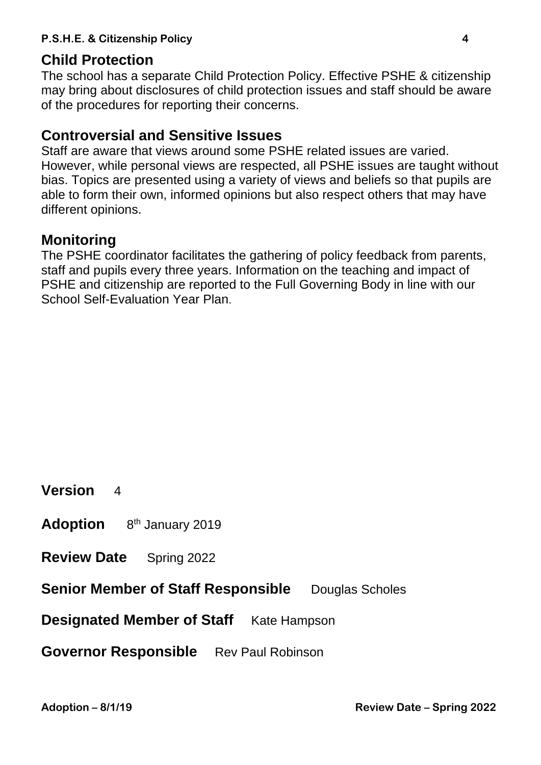## Child Protection

The school has a separate Child Protection Policy. Effective PSHE & citizenship may bring about disclosures of child protection issues and staff should be aware of the procedures for reporting their concerns.

## Controversial and Sensitive Issues

Staff are aware that views around some PSHE related issues are varied. However, while personal views are respected, all PSHE issues are taught without bias. Topics are presented using a variety of views and beliefs so that pupils are able to form their own, informed opinions but also respect others that may have different opinions.

## Monitoring

The PSHE coordinator facilitates the gathering of policy feedback from parents, staff and pupils every three years. Information on the teaching and impact of PSHE and citizenship are reported to the Full Governing Body in line with our School Self-Evaluation Year Plan.

**Version** 4

**Adoption** 8th January 2019

**Review Date** Spring 2022

**Senior Member of Staff Responsible** Douglas Scholes

**Designated Member of Staff** Kate Hampson

**Governor Responsible** Rev Paul Robinson